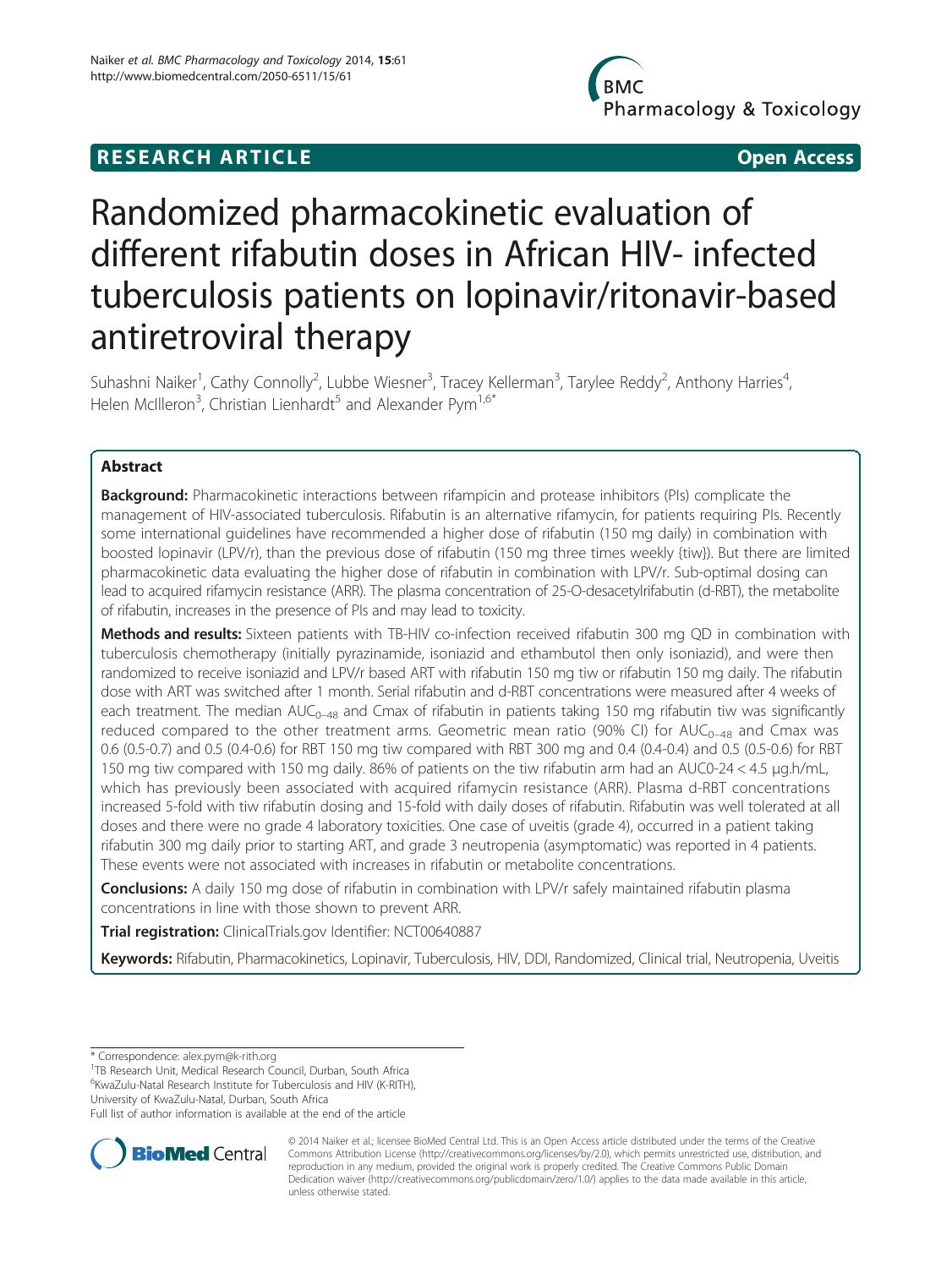RESEARCH ARTICLE

Open Access

# Randomized pharmacokinetic evaluation of different rifabutin doses in African HIV- infected tuberculosis patients on lopinavir/ritonavir-based antiretroviral therapy

Suhashni Naiker[1], Cathy Connolly[2], Lubbe Wiesner[3], Tracey Kellerman[3], Tarylee Reddy[2], Anthony Harries[4], Helen McIlleron[3], Christian Lienhardt[5] and Alexander Pym[1,6*]

## Abstract

**Background:** Pharmacokinetic interactions between rifampicin and protease inhibitors (PIs) complicate the management of HIV-associated tuberculosis. Rifabutin is an alternative rifamycin, for patients requiring PIs. Recently some international guidelines have recommended a higher dose of rifabutin (150 mg daily) in combination with boosted lopinavir (LPV/r), than the previous dose of rifabutin (150 mg three times weekly {tiw}). But there are limited pharmacokinetic data evaluating the higher dose of rifabutin in combination with LPV/r. Sub-optimal dosing can lead to acquired rifamycin resistance (ARR). The plasma concentration of 25-O-desacetylrifabutin (d-RBT), the metabolite of rifabutin, increases in the presence of PIs and may lead to toxicity.

**Methods and results:** Sixteen patients with TB-HIV co-infection received rifabutin 300 mg QD in combination with tuberculosis chemotherapy (initially pyrazinamide, isoniazid and ethambutol then only isoniazid), and were then randomized to receive isoniazid and LPV/r based ART with rifabutin 150 mg tiw or rifabutin 150 mg daily. The rifabutin dose with ART was switched after 1 month. Serial rifabutin and d-RBT concentrations were measured after 4 weeks of each treatment. The median $AUC_{0-48}$ and Cmax of rifabutin in patients taking 150 mg rifabutin tiw was significantly reduced compared to the other treatment arms. Geometric mean ratio (90% CI) for $AUC_{0-48}$ and Cmax was 0.6 (0.5-0.7) and 0.5 (0.4-0.6) for RBT 150 mg tiw compared with RBT 300 mg and 0.4 (0.4-0.4) and 0.5 (0.5-0.6) for RBT 150 mg tiw compared with 150 mg daily. 86% of patients on the tiw rifabutin arm had an AUC0-24 < 4.5 μg.h/mL, which has previously been associated with acquired rifamycin resistance (ARR). Plasma d-RBT concentrations increased 5-fold with tiw rifabutin dosing and 15-fold with daily doses of rifabutin. Rifabutin was well tolerated at all doses and there were no grade 4 laboratory toxicities. One case of uveitis (grade 4), occurred in a patient taking rifabutin 300 mg daily prior to starting ART, and grade 3 neutropenia (asymptomatic) was reported in 4 patients. These events were not associated with increases in rifabutin or metabolite concentrations.

**Conclusions:** A daily 150 mg dose of rifabutin in combination with LPV/r safely maintained rifabutin plasma concentrations in line with those shown to prevent ARR.

**Trial registration:** ClinicalTrials.gov Identifier: NCT00640887

**Keywords:** Rifabutin, Pharmacokinetics, Lopinavir, Tuberculosis, HIV, DDI, Randomized, Clinical trial, Neutropenia, Uveitis

\* Correspondence: alex.pym@k-rith.org
[1]TB Research Unit, Medical Research Council, Durban, South Africa
[6]KwaZulu-Natal Research Institute for Tuberculosis and HIV (K-RITH), University of KwaZulu-Natal, Durban, South Africa
Full list of author information is available at the end of the article

© 2014 Naiker et al.; licensee BioMed Central Ltd. This is an Open Access article distributed under the terms of the Creative Commons Attribution License (http://creativecommons.org/licenses/by/2.0), which permits unrestricted use, distribution, and reproduction in any medium, provided the original work is properly credited. The Creative Commons Public Domain Dedication waiver (http://creativecommons.org/publicdomain/zero/1.0/) applies to the data made available in this article, unless otherwise stated.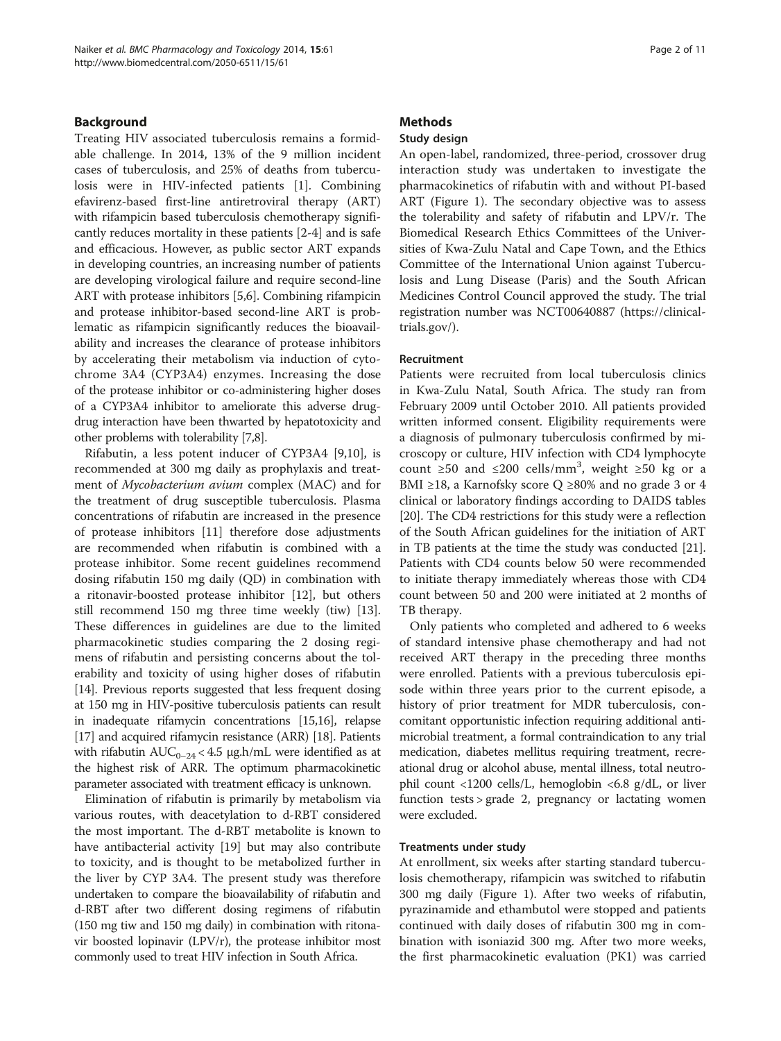## Background

Treating HIV associated tuberculosis remains a formidable challenge. In 2014, 13% of the 9 million incident cases of tuberculosis, and 25% of deaths from tuberculosis were in HIV-infected patients [1]. Combining efavirenz-based first-line antiretroviral therapy (ART) with rifampicin based tuberculosis chemotherapy significantly reduces mortality in these patients [2-4] and is safe and efficacious. However, as public sector ART expands in developing countries, an increasing number of patients are developing virological failure and require second-line ART with protease inhibitors [5,6]. Combining rifampicin and protease inhibitor-based second-line ART is problematic as rifampicin significantly reduces the bioavailability and increases the clearance of protease inhibitors by accelerating their metabolism via induction of cytochrome 3A4 (CYP3A4) enzymes. Increasing the dose of the protease inhibitor or co-administering higher doses of a CYP3A4 inhibitor to ameliorate this adverse drug-drug interaction have been thwarted by hepatotoxicity and other problems with tolerability [7,8].

Rifabutin, a less potent inducer of CYP3A4 [9,10], is recommended at 300 mg daily as prophylaxis and treatment of *Mycobacterium avium* complex (MAC) and for the treatment of drug susceptible tuberculosis. Plasma concentrations of rifabutin are increased in the presence of protease inhibitors [11] therefore dose adjustments are recommended when rifabutin is combined with a protease inhibitor. Some recent guidelines recommend dosing rifabutin 150 mg daily (QD) in combination with a ritonavir-boosted protease inhibitor [12], but others still recommend 150 mg three time weekly (tiw) [13]. These differences in guidelines are due to the limited pharmacokinetic studies comparing the 2 dosing regimens of rifabutin and persisting concerns about the tolerability and toxicity of using higher doses of rifabutin [14]. Previous reports suggested that less frequent dosing at 150 mg in HIV-positive tuberculosis patients can result in inadequate rifamycin concentrations [15,16], relapse [17] and acquired rifamycin resistance (ARR) [18]. Patients with rifabutin $AUC_{0-24}$ < 4.5 μg.h/mL were identified as at the highest risk of ARR. The optimum pharmacokinetic parameter associated with treatment efficacy is unknown.

Elimination of rifabutin is primarily by metabolism via various routes, with deacetylation to d-RBT considered the most important. The d-RBT metabolite is known to have antibacterial activity [19] but may also contribute to toxicity, and is thought to be metabolized further in the liver by CYP 3A4. The present study was therefore undertaken to compare the bioavailability of rifabutin and d-RBT after two different dosing regimens of rifabutin (150 mg tiw and 150 mg daily) in combination with ritonavir boosted lopinavir (LPV/r), the protease inhibitor most commonly used to treat HIV infection in South Africa.

## Methods

### Study design

An open-label, randomized, three-period, crossover drug interaction study was undertaken to investigate the pharmacokinetics of rifabutin with and without PI-based ART (Figure 1). The secondary objective was to assess the tolerability and safety of rifabutin and LPV/r. The Biomedical Research Ethics Committees of the Universities of Kwa-Zulu Natal and Cape Town, and the Ethics Committee of the International Union against Tuberculosis and Lung Disease (Paris) and the South African Medicines Control Council approved the study. The trial registration number was NCT00640887 (https://clinicaltrials.gov/).

### Recruitment

Patients were recruited from local tuberculosis clinics in Kwa-Zulu Natal, South Africa. The study ran from February 2009 until October 2010. All patients provided written informed consent. Eligibility requirements were a diagnosis of pulmonary tuberculosis confirmed by microscopy or culture, HIV infection with CD4 lymphocyte count ≥50 and ≤200 cells/mm$^3$, weight ≥50 kg or a BMI ≥18, a Karnofsky score Q ≥80% and no grade 3 or 4 clinical or laboratory findings according to DAIDS tables [20]. The CD4 restrictions for this study were a reflection of the South African guidelines for the initiation of ART in TB patients at the time the study was conducted [21]. Patients with CD4 counts below 50 were recommended to initiate therapy immediately whereas those with CD4 count between 50 and 200 were initiated at 2 months of TB therapy.

Only patients who completed and adhered to 6 weeks of standard intensive phase chemotherapy and had not received ART therapy in the preceding three months were enrolled. Patients with a previous tuberculosis episode within three years prior to the current episode, a history of prior treatment for MDR tuberculosis, concomitant opportunistic infection requiring additional antimicrobial treatment, a formal contraindication to any trial medication, diabetes mellitus requiring treatment, recreational drug or alcohol abuse, mental illness, total neutrophil count <1200 cells/L, hemoglobin <6.8 g/dL, or liver function tests > grade 2, pregnancy or lactating women were excluded.

### Treatments under study

At enrollment, six weeks after starting standard tuberculosis chemotherapy, rifampicin was switched to rifabutin 300 mg daily (Figure 1). After two weeks of rifabutin, pyrazinamide and ethambutol were stopped and patients continued with daily doses of rifabutin 300 mg in combination with isoniazid 300 mg. After two more weeks, the first pharmacokinetic evaluation (PK1) was carried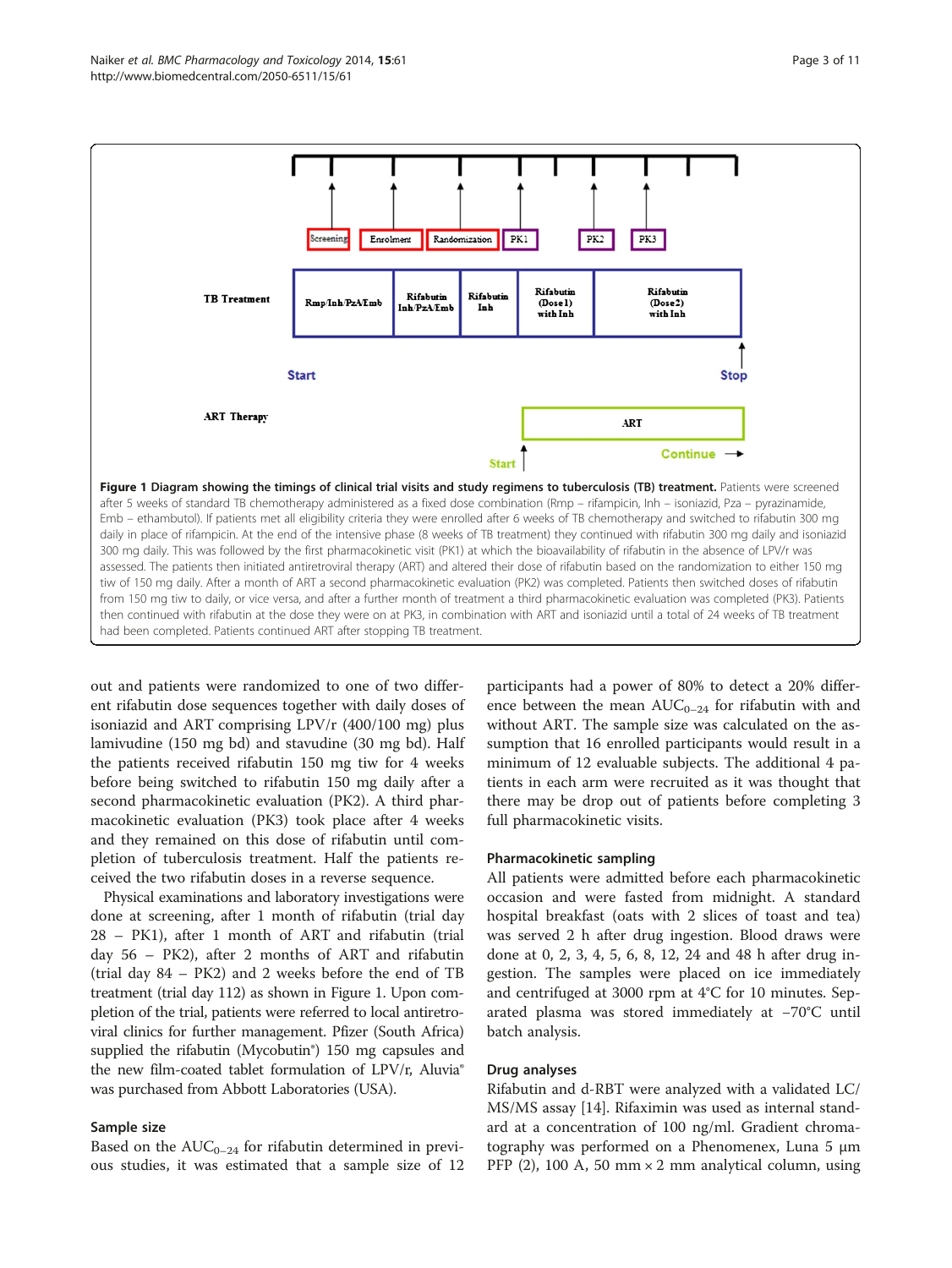Figure 1 Diagram showing the timings of clinical trial visits and study regimens to tuberculosis (TB) treatment. Patients were screened after 5 weeks of standard TB chemotherapy administered as a fixed dose combination (Rmp – rifampicin, Inh – isoniazid, Pza – pyrazinamide, Emb – ethambutol). If patients met all eligibility criteria they were enrolled after 6 weeks of TB chemotherapy and switched to rifabutin 300 mg daily in place of rifampicin. At the end of the intensive phase (8 weeks of TB treatment) they continued with rifabutin 300 mg daily and isoniazid 300 mg daily. This was followed by the first pharmacokinetic visit (PK1) at which the bioavailability of rifabutin in the absence of LPV/r was assessed. The patients then initiated antiretroviral therapy (ART) and altered their dose of rifabutin based on the randomization to either 150 mg tiw of 150 mg daily. After a month of ART a second pharmacokinetic evaluation (PK2) was completed. Patients then switched doses of rifabutin from 150 mg tiw to daily, or vice versa, and after a further month of treatment a third pharmacokinetic evaluation was completed (PK3). Patients then continued with rifabutin at the dose they were on at PK3, in combination with ART and isoniazid until a total of 24 weeks of TB treatment had been completed. Patients continued ART after stopping TB treatment.

out and patients were randomized to one of two different rifabutin dose sequences together with daily doses of isoniazid and ART comprising LPV/r (400/100 mg) plus lamivudine (150 mg bd) and stavudine (30 mg bd). Half the patients received rifabutin 150 mg tiw for 4 weeks before being switched to rifabutin 150 mg daily after a second pharmacokinetic evaluation (PK2). A third pharmacokinetic evaluation (PK3) took place after 4 weeks and they remained on this dose of rifabutin until completion of tuberculosis treatment. Half the patients received the two rifabutin doses in a reverse sequence.

Physical examinations and laboratory investigations were done at screening, after 1 month of rifabutin (trial day 28 – PK1), after 1 month of ART and rifabutin (trial day 56 – PK2), after 2 months of ART and rifabutin (trial day 84 – PK2) and 2 weeks before the end of TB treatment (trial day 112) as shown in Figure 1. Upon completion of the trial, patients were referred to local antiretroviral clinics for further management. Pfizer (South Africa) supplied the rifabutin (Mycobutin®) 150 mg capsules and the new film-coated tablet formulation of LPV/r, Aluvia® was purchased from Abbott Laboratories (USA).

### Sample size

Based on the $AUC_{0-24}$ for rifabutin determined in previous studies, it was estimated that a sample size of 12 participants had a power of 80% to detect a 20% difference between the mean $AUC_{0-24}$ for rifabutin with and without ART. The sample size was calculated on the assumption that 16 enrolled participants would result in a minimum of 12 evaluable subjects. The additional 4 patients in each arm were recruited as it was thought that there may be drop out of patients before completing 3 full pharmacokinetic visits.

### Pharmacokinetic sampling

All patients were admitted before each pharmacokinetic occasion and were fasted from midnight. A standard hospital breakfast (oats with 2 slices of toast and tea) was served 2 h after drug ingestion. Blood draws were done at 0, 2, 3, 4, 5, 6, 8, 12, 24 and 48 h after drug ingestion. The samples were placed on ice immediately and centrifuged at 3000 rpm at 4°C for 10 minutes. Separated plasma was stored immediately at −70°C until batch analysis.

### Drug analyses

Rifabutin and d-RBT were analyzed with a validated LC/MS/MS assay [14]. Rifaximin was used as internal standard at a concentration of 100 ng/ml. Gradient chromatography was performed on a Phenomenex, Luna 5 μm PFP (2), 100 A, 50 mm × 2 mm analytical column, using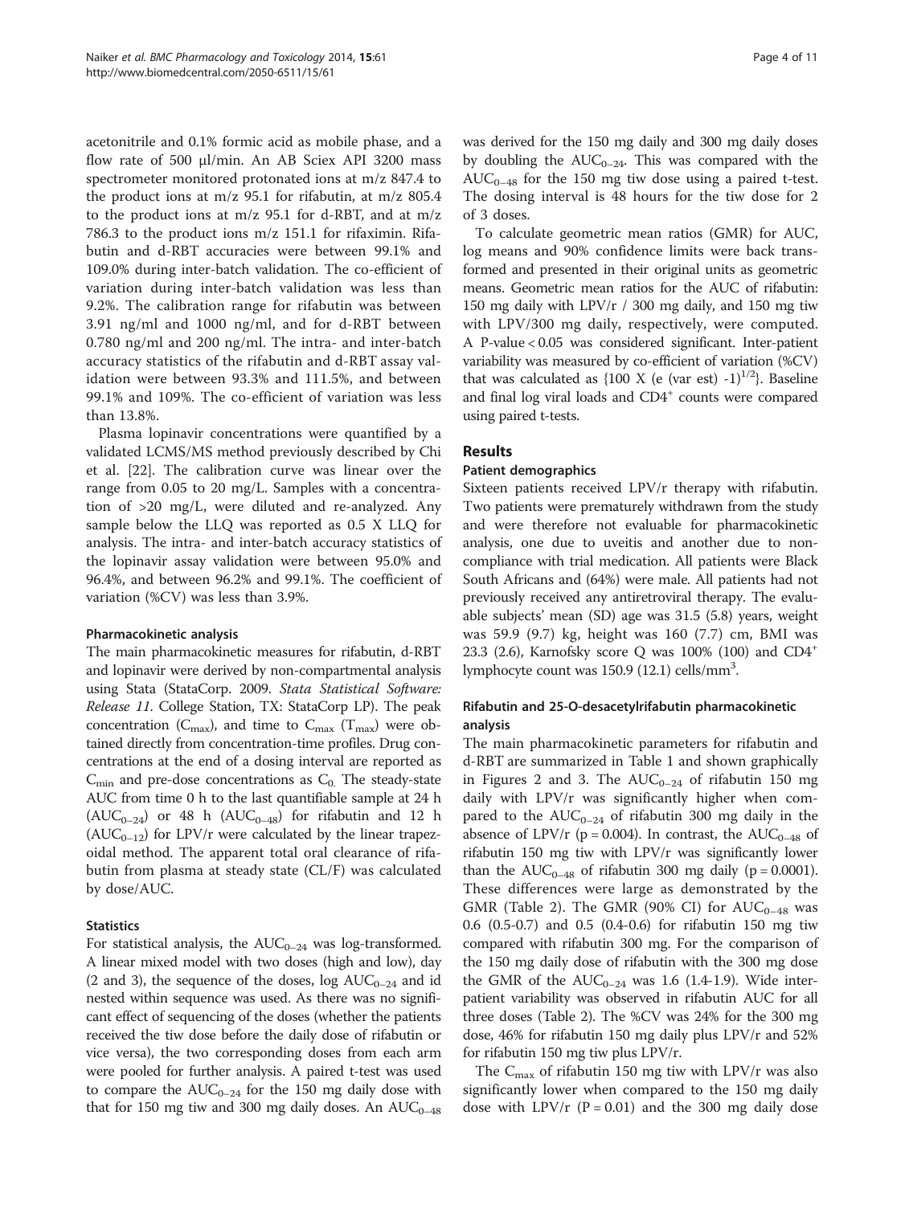acetonitrile and 0.1% formic acid as mobile phase, and a flow rate of 500 µl/min. An AB Sciex API 3200 mass spectrometer monitored protonated ions at m/z 847.4 to the product ions at m/z 95.1 for rifabutin, at m/z 805.4 to the product ions at m/z 95.1 for d-RBT, and at m/z 786.3 to the product ions m/z 151.1 for rifaximin. Rifabutin and d-RBT accuracies were between 99.1% and 109.0% during inter-batch validation. The co-efficient of variation during inter-batch validation was less than 9.2%. The calibration range for rifabutin was between 3.91 ng/ml and 1000 ng/ml, and for d-RBT between 0.780 ng/ml and 200 ng/ml. The intra- and inter-batch accuracy statistics of the rifabutin and d-RBT assay validation were between 93.3% and 111.5%, and between 99.1% and 109%. The co-efficient of variation was less than 13.8%.

Plasma lopinavir concentrations were quantified by a validated LCMS/MS method previously described by Chi et al. [22]. The calibration curve was linear over the range from 0.05 to 20 mg/L. Samples with a concentration of >20 mg/L, were diluted and re-analyzed. Any sample below the LLQ was reported as 0.5 X LLQ for analysis. The intra- and inter-batch accuracy statistics of the lopinavir assay validation were between 95.0% and 96.4%, and between 96.2% and 99.1%. The coefficient of variation (%CV) was less than 3.9%.

### Pharmacokinetic analysis

The main pharmacokinetic measures for rifabutin, d-RBT and lopinavir were derived by non-compartmental analysis using Stata (StataCorp. 2009. *Stata Statistical Software: Release 11*. College Station, TX: StataCorp LP). The peak concentration ($C_{max}$), and time to $C_{max}$ ($T_{max}$) were obtained directly from concentration-time profiles. Drug concentrations at the end of a dosing interval are reported as $C_{min}$ and pre-dose concentrations as $C_0$. The steady-state AUC from time 0 h to the last quantifiable sample at 24 h ($AUC_{0-24}$) or 48 h ($AUC_{0-48}$) for rifabutin and 12 h ($AUC_{0-12}$) for LPV/r were calculated by the linear trapezoidal method. The apparent total oral clearance of rifabutin from plasma at steady state (CL/F) was calculated by dose/AUC.

### Statistics

For statistical analysis, the $AUC_{0-24}$ was log-transformed. A linear mixed model with two doses (high and low), day (2 and 3), the sequence of the doses, log $AUC_{0-24}$ and id nested within sequence was used. As there was no significant effect of sequencing of the doses (whether the patients received the tiw dose before the daily dose of rifabutin or vice versa), the two corresponding doses from each arm were pooled for further analysis. A paired t-test was used to compare the $AUC_{0-24}$ for the 150 mg daily dose with that for 150 mg tiw and 300 mg daily doses. An $AUC_{0-48}$ was derived for the 150 mg daily and 300 mg daily doses by doubling the $AUC_{0-24}$. This was compared with the $AUC_{0-48}$ for the 150 mg tiw dose using a paired t-test. The dosing interval is 48 hours for the tiw dose for 2 of 3 doses.

To calculate geometric mean ratios (GMR) for AUC, log means and 90% confidence limits were back transformed and presented in their original units as geometric means. Geometric mean ratios for the AUC of rifabutin: 150 mg daily with LPV/r / 300 mg daily, and 150 mg tiw with LPV/300 mg daily, respectively, were computed. A P-value < 0.05 was considered significant. Inter-patient variability was measured by co-efficient of variation (%CV) that was calculated as {100 X (e (var est) -1)$^{1/2}$}. Baseline and final log viral loads and $CD4^+$ counts were compared using paired t-tests.

## Results

### Patient demographics

Sixteen patients received LPV/r therapy with rifabutin. Two patients were prematurely withdrawn from the study and were therefore not evaluable for pharmacokinetic analysis, one due to uveitis and another due to non-compliance with trial medication. All patients were Black South Africans and (64%) were male. All patients had not previously received any antiretroviral therapy. The evaluable subjects' mean (SD) age was 31.5 (5.8) years, weight was 59.9 (9.7) kg, height was 160 (7.7) cm, BMI was 23.3 (2.6), Karnofsky score Q was 100% (100) and $CD4^+$ lymphocyte count was 150.9 (12.1) cells/mm$^3$.

### Rifabutin and 25-O-desacetylrifabutin pharmacokinetic analysis

The main pharmacokinetic parameters for rifabutin and d-RBT are summarized in Table 1 and shown graphically in Figures 2 and 3. The $AUC_{0-24}$ of rifabutin 150 mg daily with LPV/r was significantly higher when compared to the $AUC_{0-24}$ of rifabutin 300 mg daily in the absence of LPV/r (p = 0.004). In contrast, the $AUC_{0-48}$ of rifabutin 150 mg tiw with LPV/r was significantly lower than the $AUC_{0-48}$ of rifabutin 300 mg daily (p = 0.0001). These differences were large as demonstrated by the GMR (Table 2). The GMR (90% CI) for $AUC_{0-48}$ was 0.6 (0.5-0.7) and 0.5 (0.4-0.6) for rifabutin 150 mg tiw compared with rifabutin 300 mg. For the comparison of the 150 mg daily dose of rifabutin with the 300 mg dose the GMR of the $AUC_{0-24}$ was 1.6 (1.4-1.9). Wide inter-patient variability was observed in rifabutin AUC for all three doses (Table 2). The %CV was 24% for the 300 mg dose, 46% for rifabutin 150 mg daily plus LPV/r and 52% for rifabutin 150 mg tiw plus LPV/r.

The $C_{max}$ of rifabutin 150 mg tiw with LPV/r was also significantly lower when compared to the 150 mg daily dose with LPV/r (P = 0.01) and the 300 mg daily dose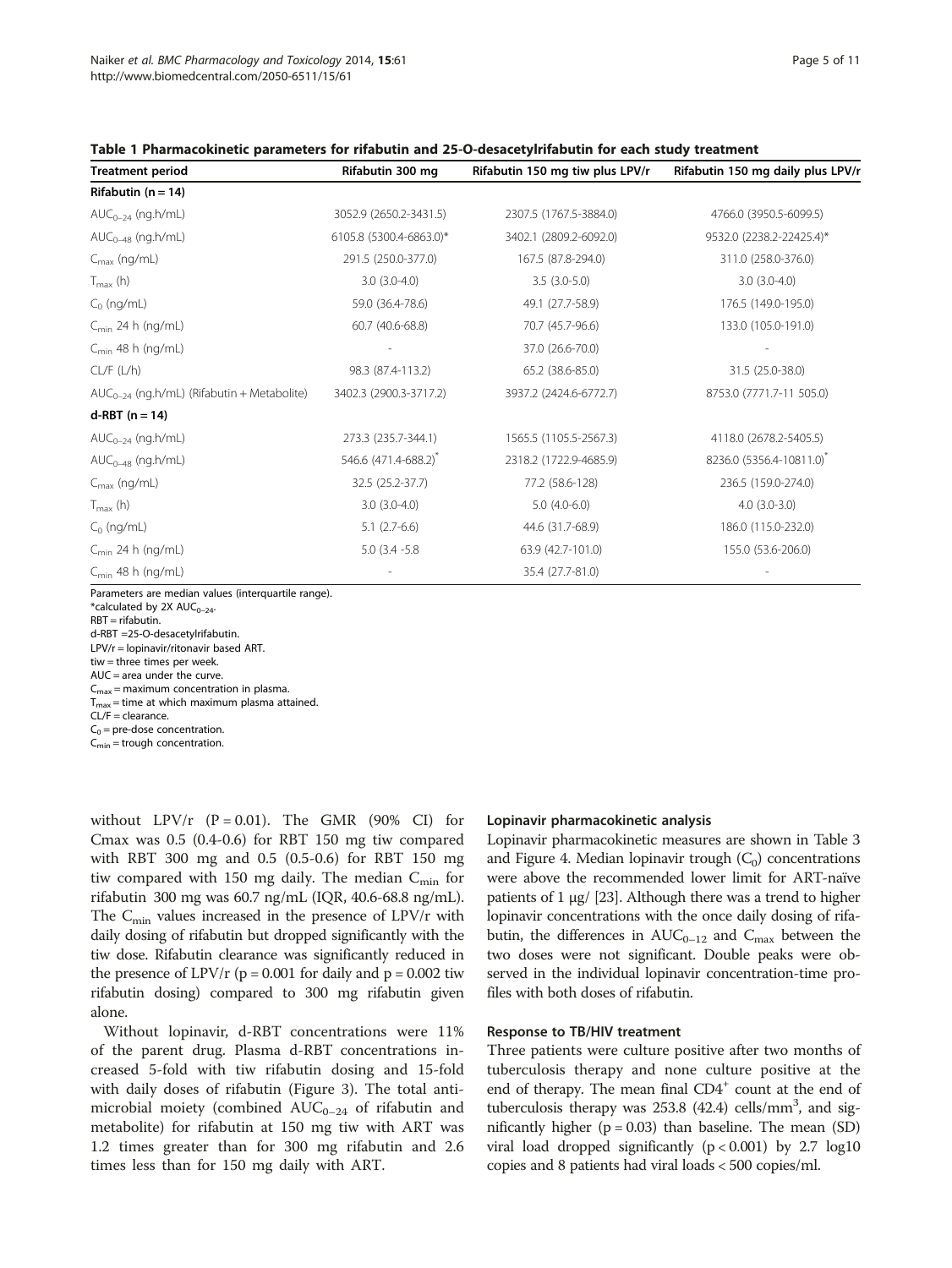**Table 1 Pharmacokinetic parameters for rifabutin and 25-O-desacetylrifabutin for each study treatment**

| Treatment period | Rifabutin 300 mg | Rifabutin 150 mg tiw plus LPV/r | Rifabutin 150 mg daily plus LPV/r |
|---|---|---|---|
| **Rifabutin (n = 14)** | | | |
| $AUC_{0-24}$ (ng.h/mL) | 3052.9 (2650.2-3431.5) | 2307.5 (1767.5-3884.0) | 4766.0 (3950.5-6099.5) |
| $AUC_{0-48}$ (ng.h/mL) | 6105.8 (5300.4-6863.0)* | 3402.1 (2809.2-6092.0) | 9532.0 (2238.2-22425.4)* |
| $C_{max}$ (ng/mL) | 291.5 (250.0-377.0) | 167.5 (87.8-294.0) | 311.0 (258.0-376.0) |
| $T_{max}$ (h) | 3.0 (3.0-4.0) | 3.5 (3.0-5.0) | 3.0 (3.0-4.0) |
| $C_0$ (ng/mL) | 59.0 (36.4-78.6) | 49.1 (27.7-58.9) | 176.5 (149.0-195.0) |
| $C_{min}$ 24 h (ng/mL) | 60.7 (40.6-68.8) | 70.7 (45.7-96.6) | 133.0 (105.0-191.0) |
| $C_{min}$ 48 h (ng/mL) | - | 37.0 (26.6-70.0) | - |
| CL/F (L/h) | 98.3 (87.4-113.2) | 65.2 (38.6-85.0) | 31.5 (25.0-38.0) |
| $AUC_{0-24}$ (ng.h/mL) (Rifabutin + Metabolite) | 3402.3 (2900.3-3717.2) | 3937.2 (2424.6-6772.7) | 8753.0 (7771.7-11 505.0) |
| **d-RBT (n = 14)** | | | |
| $AUC_{0-24}$ (ng.h/mL) | 273.3 (235.7-344.1) | 1565.5 (1105.5-2567.3) | 4118.0 (2678.2-5405.5) |
| $AUC_{0-48}$ (ng.h/mL) | 546.6 (471.4-688.2)* | 2318.2 (1722.9-4685.9) | 8236.0 (5356.4-10811.0)* |
| $C_{max}$ (ng/mL) | 32.5 (25.2-37.7) | 77.2 (58.6-128) | 236.5 (159.0-274.0) |
| $T_{max}$ (h) | 3.0 (3.0-4.0) | 5.0 (4.0-6.0) | 4.0 (3.0-3.0) |
| $C_0$ (ng/mL) | 5.1 (2.7-6.6) | 44.6 (31.7-68.9) | 186.0 (115.0-232.0) |
| $C_{min}$ 24 h (ng/mL) | 5.0 (3.4 -5.8 | 63.9 (42.7-101.0) | 155.0 (53.6-206.0) |
| $C_{min}$ 48 h (ng/mL) | - | 35.4 (27.7-81.0) | - |

Parameters are median values (interquartile range).
*calculated by 2X $AUC_{0-24}$.
RBT = rifabutin.
d-RBT =25-O-desacetylrifabutin.
LPV/r = lopinavir/ritonavir based ART.
tiw = three times per week.
AUC = area under the curve.
$C_{max}$ = maximum concentration in plasma.
$T_{max}$ = time at which maximum plasma attained.
CL/F = clearance.
$C_0$ = pre-dose concentration.
$C_{min}$ = trough concentration.

without LPV/r (P = 0.01). The GMR (90% CI) for Cmax was 0.5 (0.4-0.6) for RBT 150 mg tiw compared with RBT 300 mg and 0.5 (0.5-0.6) for RBT 150 mg tiw compared with 150 mg daily. The median $C_{min}$ for rifabutin 300 mg was 60.7 ng/mL (IQR, 40.6-68.8 ng/mL). The $C_{min}$ values increased in the presence of LPV/r with daily dosing of rifabutin but dropped significantly with the tiw dose. Rifabutin clearance was significantly reduced in the presence of LPV/r (p = 0.001 for daily and p = 0.002 tiw rifabutin dosing) compared to 300 mg rifabutin given alone.

Without lopinavir, d-RBT concentrations were 11% of the parent drug. Plasma d-RBT concentrations increased 5-fold with tiw rifabutin dosing and 15-fold with daily doses of rifabutin (Figure 3). The total antimicrobial moiety (combined $AUC_{0-24}$ of rifabutin and metabolite) for rifabutin at 150 mg tiw with ART was 1.2 times greater than for 300 mg rifabutin and 2.6 times less than for 150 mg daily with ART.

### Lopinavir pharmacokinetic analysis

Lopinavir pharmacokinetic measures are shown in Table 3 and Figure 4. Median lopinavir trough ($C_0$) concentrations were above the recommended lower limit for ART-naïve patients of 1 μg/ [23]. Although there was a trend to higher lopinavir concentrations with the once daily dosing of rifabutin, the differences in $AUC_{0-12}$ and $C_{max}$ between the two doses were not significant. Double peaks were observed in the individual lopinavir concentration-time profiles with both doses of rifabutin.

### Response to TB/HIV treatment

Three patients were culture positive after two months of tuberculosis therapy and none culture positive at the end of therapy. The mean final $CD4^+$ count at the end of tuberculosis therapy was 253.8 (42.4) cells/mm$^3$, and significantly higher (p = 0.03) than baseline. The mean (SD) viral load dropped significantly (p < 0.001) by 2.7 log10 copies and 8 patients had viral loads < 500 copies/ml.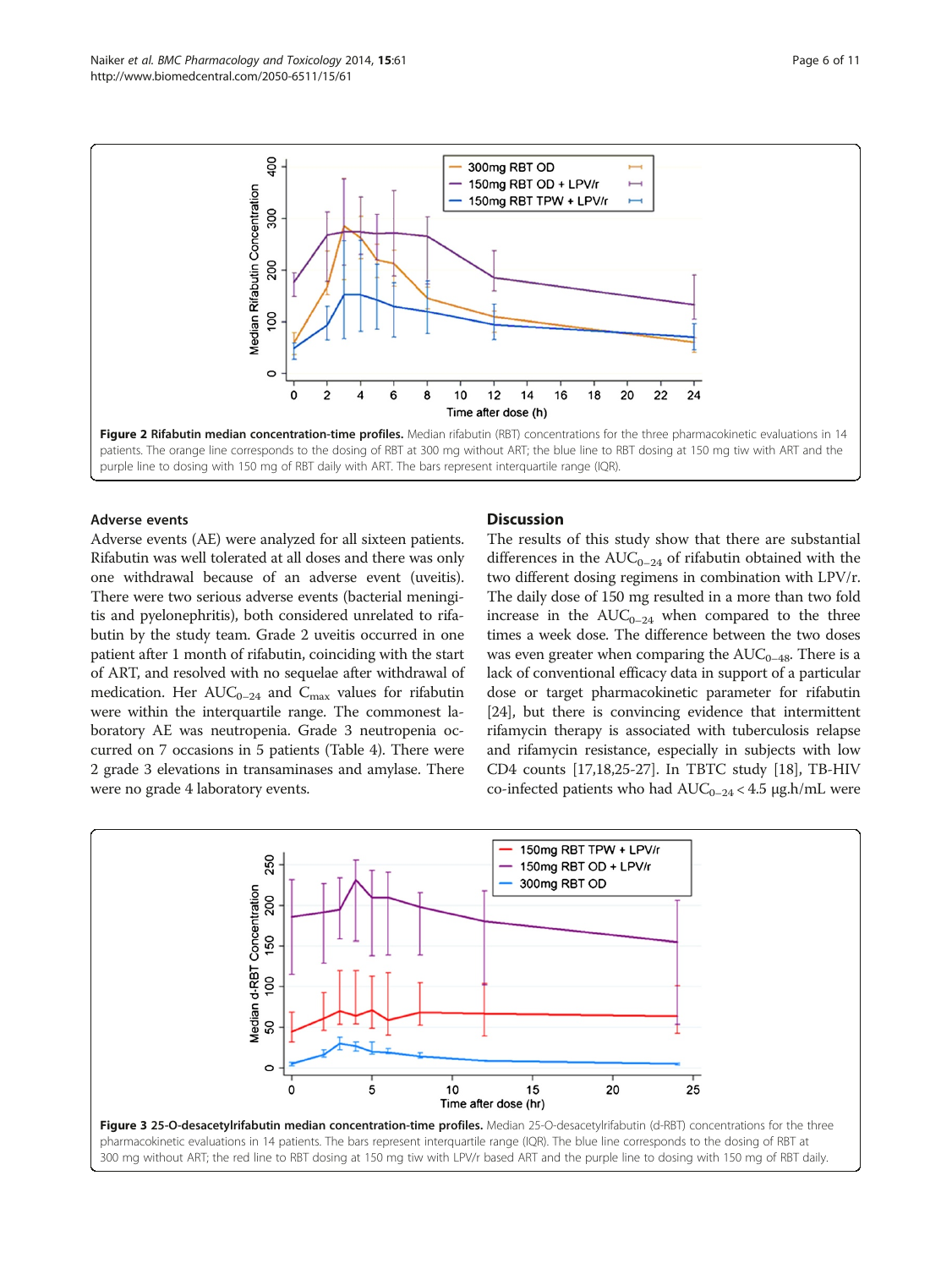**Figure 2 Rifabutin median concentration-time profiles.** Median rifabutin (RBT) concentrations for the three pharmacokinetic evaluations in 14 patients. The orange line corresponds to the dosing of RBT at 300 mg without ART; the blue line to RBT dosing at 150 mg tiw with ART and the purple line to dosing with 150 mg of RBT daily with ART. The bars represent interquartile range (IQR).

### Adverse events

Adverse events (AE) were analyzed for all sixteen patients. Rifabutin was well tolerated at all doses and there was only one withdrawal because of an adverse event (uveitis). There were two serious adverse events (bacterial meningitis and pyelonephritis), both considered unrelated to rifabutin by the study team. Grade 2 uveitis occurred in one patient after 1 month of rifabutin, coinciding with the start of ART, and resolved with no sequelae after withdrawal of medication. Her $AUC_{0-24}$ and $C_{max}$ values for rifabutin were within the interquartile range. The commonest laboratory AE was neutropenia. Grade 3 neutropenia occurred on 7 occasions in 5 patients (Table 4). There were 2 grade 3 elevations in transaminases and amylase. There were no grade 4 laboratory events.

## Discussion

The results of this study show that there are substantial differences in the $AUC_{0-24}$ of rifabutin obtained with the two different dosing regimens in combination with LPV/r. The daily dose of 150 mg resulted in a more than two fold increase in the $AUC_{0-24}$ when compared to the three times a week dose. The difference between the two doses was even greater when comparing the $AUC_{0-48}$. There is a lack of conventional efficacy data in support of a particular dose or target pharmacokinetic parameter for rifabutin [24], but there is convincing evidence that intermittent rifamycin therapy is associated with tuberculosis relapse and rifamycin resistance, especially in subjects with low CD4 counts [17,18,25-27]. In TBTC study [18], TB-HIV co-infected patients who had $AUC_{0-24} < 4.5$ μg.h/mL were

**Figure 3 25-O-desacetylrifabutin median concentration-time profiles.** Median 25-O-desacetylrifabutin (d-RBT) concentrations for the three pharmacokinetic evaluations in 14 patients. The bars represent interquartile range (IQR). The blue line corresponds to the dosing of RBT at 300 mg without ART; the red line to RBT dosing at 150 mg tiw with LPV/r based ART and the purple line to dosing with 150 mg of RBT daily.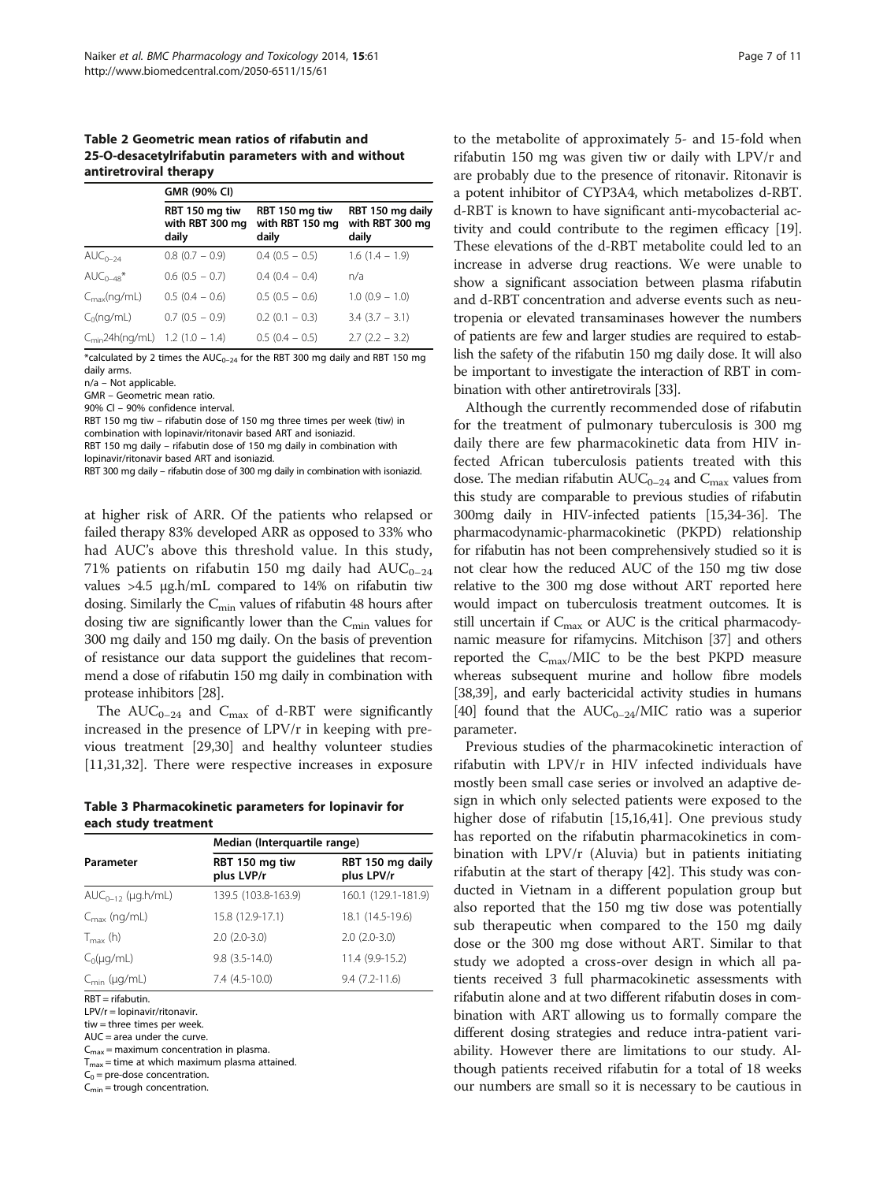**Table 2 Geometric mean ratios of rifabutin and 25-O-desacetylrifabutin parameters with and without antiretroviral therapy**

| | GMR (90% CI) | | |
|---|---|---|---|
| | RBT 150 mg tiw with RBT 300 mg daily | RBT 150 mg tiw with RBT 150 mg daily | RBT 150 mg daily with RBT 300 mg daily |
| $AUC_{0-24}$ | 0.8 (0.7 – 0.9) | 0.4 (0.5 – 0.5) | 1.6 (1.4 – 1.9) |
| $AUC_{0-48}$* | 0.6 (0.5 – 0.7) | 0.4 (0.4 – 0.4) | n/a |
| $C_{max}$(ng/mL) | 0.5 (0.4 – 0.6) | 0.5 (0.5 – 0.6) | 1.0 (0.9 – 1.0) |
| $C_0$(ng/mL) | 0.7 (0.5 – 0.9) | 0.2 (0.1 – 0.3) | 3.4 (3.7 – 3.1) |
| $C_{min}$24h(ng/mL) | 1.2 (1.0 – 1.4) | 0.5 (0.4 – 0.5) | 2.7 (2.2 – 3.2) |

*calculated by 2 times the $AUC_{0-24}$ for the RBT 300 mg daily and RBT 150 mg daily arms.
n/a – Not applicable.
GMR – Geometric mean ratio.
90% CI – 90% confidence interval.
RBT 150 mg tiw – rifabutin dose of 150 mg three times per week (tiw) in combination with lopinavir/ritonavir based ART and isoniazid.
RBT 150 mg daily – rifabutin dose of 150 mg daily in combination with lopinavir/ritonavir based ART and isoniazid.
RBT 300 mg daily – rifabutin dose of 300 mg daily in combination with isoniazid.

at higher risk of ARR. Of the patients who relapsed or failed therapy 83% developed ARR as opposed to 33% who had AUC's above this threshold value. In this study, 71% patients on rifabutin 150 mg daily had $AUC_{0-24}$ values >4.5 μg.h/mL compared to 14% on rifabutin tiw dosing. Similarly the $C_{min}$ values of rifabutin 48 hours after dosing tiw are significantly lower than the $C_{min}$ values for 300 mg daily and 150 mg daily. On the basis of prevention of resistance our data support the guidelines that recommend a dose of rifabutin 150 mg daily in combination with protease inhibitors [28].

The $AUC_{0-24}$ and $C_{max}$ of d-RBT were significantly increased in the presence of LPV/r in keeping with previous treatment [29,30] and healthy volunteer studies [11,31,32]. There were respective increases in exposure to the metabolite of approximately 5- and 15-fold when rifabutin 150 mg was given tiw or daily with LPV/r and are probably due to the presence of ritonavir. Ritonavir is a potent inhibitor of CYP3A4, which metabolizes d-RBT. d-RBT is known to have significant anti-mycobacterial activity and could contribute to the regimen efficacy [19]. These elevations of the d-RBT metabolite could led to an increase in adverse drug reactions. We were unable to show a significant association between plasma rifabutin and d-RBT concentration and adverse events such as neutropenia or elevated transaminases however the numbers of patients are few and larger studies are required to establish the safety of the rifabutin 150 mg daily dose. It will also be important to investigate the interaction of RBT in combination with other antiretrovirals [33].

**Table 3 Pharmacokinetic parameters for lopinavir for each study treatment**

| Parameter | Median (Interquartile range) | |
|---|---|---|
| | RBT 150 mg tiw plus LPV/r | RBT 150 mg daily plus LPV/r |
| $AUC_{0-12}$ (μg.h/mL) | 139.5 (103.8-163.9) | 160.1 (129.1-181.9) |
| $C_{max}$ (ng/mL) | 15.8 (12.9-17.1) | 18.1 (14.5-19.6) |
| $T_{max}$ (h) | 2.0 (2.0-3.0) | 2.0 (2.0-3.0) |
| $C_0$(μg/mL) | 9.8 (3.5-14.0) | 11.4 (9.9-15.2) |
| $C_{min}$ (μg/mL) | 7.4 (4.5-10.0) | 9.4 (7.2-11.6) |

RBT = rifabutin.
LPV/r = lopinavir/ritonavir.
tiw = three times per week.
AUC = area under the curve.
$C_{max}$ = maximum concentration in plasma.
$T_{max}$ = time at which maximum plasma attained.
$C_0$ = pre-dose concentration.
$C_{min}$ = trough concentration.

Although the currently recommended dose of rifabutin for the treatment of pulmonary tuberculosis is 300 mg daily there are few pharmacokinetic data from HIV infected African tuberculosis patients treated with this dose. The median rifabutin $AUC_{0-24}$ and $C_{max}$ values from this study are comparable to previous studies of rifabutin 300mg daily in HIV-infected patients [15,34-36]. The pharmacodynamic-pharmacokinetic (PKPD) relationship for rifabutin has not been comprehensively studied so it is not clear how the reduced AUC of the 150 mg tiw dose relative to the 300 mg dose without ART reported here would impact on tuberculosis treatment outcomes. It is still uncertain if $C_{max}$ or AUC is the critical pharmacodynamic measure for rifamycins. Mitchison [37] and others reported the $C_{max}$/MIC to be the best PKPD measure whereas subsequent murine and hollow fibre models [38,39], and early bactericidal activity studies in humans [40] found that the $AUC_{0-24}$/MIC ratio was a superior parameter.

Previous studies of the pharmacokinetic interaction of rifabutin with LPV/r in HIV infected individuals have mostly been small case series or involved an adaptive design in which only selected patients were exposed to the higher dose of rifabutin [15,16,41]. One previous study has reported on the rifabutin pharmacokinetics in combination with LPV/r (Aluvia) but in patients initiating rifabutin at the start of therapy [42]. This study was conducted in Vietnam in a different population group but also reported that the 150 mg tiw dose was potentially sub therapeutic when compared to the 150 mg daily dose or the 300 mg dose without ART. Similar to that study we adopted a cross-over design in which all patients received 3 full pharmacokinetic assessments with rifabutin alone and at two different rifabutin doses in combination with ART allowing us to formally compare the different dosing strategies and reduce intra-patient variability. However there are limitations to our study. Although patients received rifabutin for a total of 18 weeks our numbers are small so it is necessary to be cautious in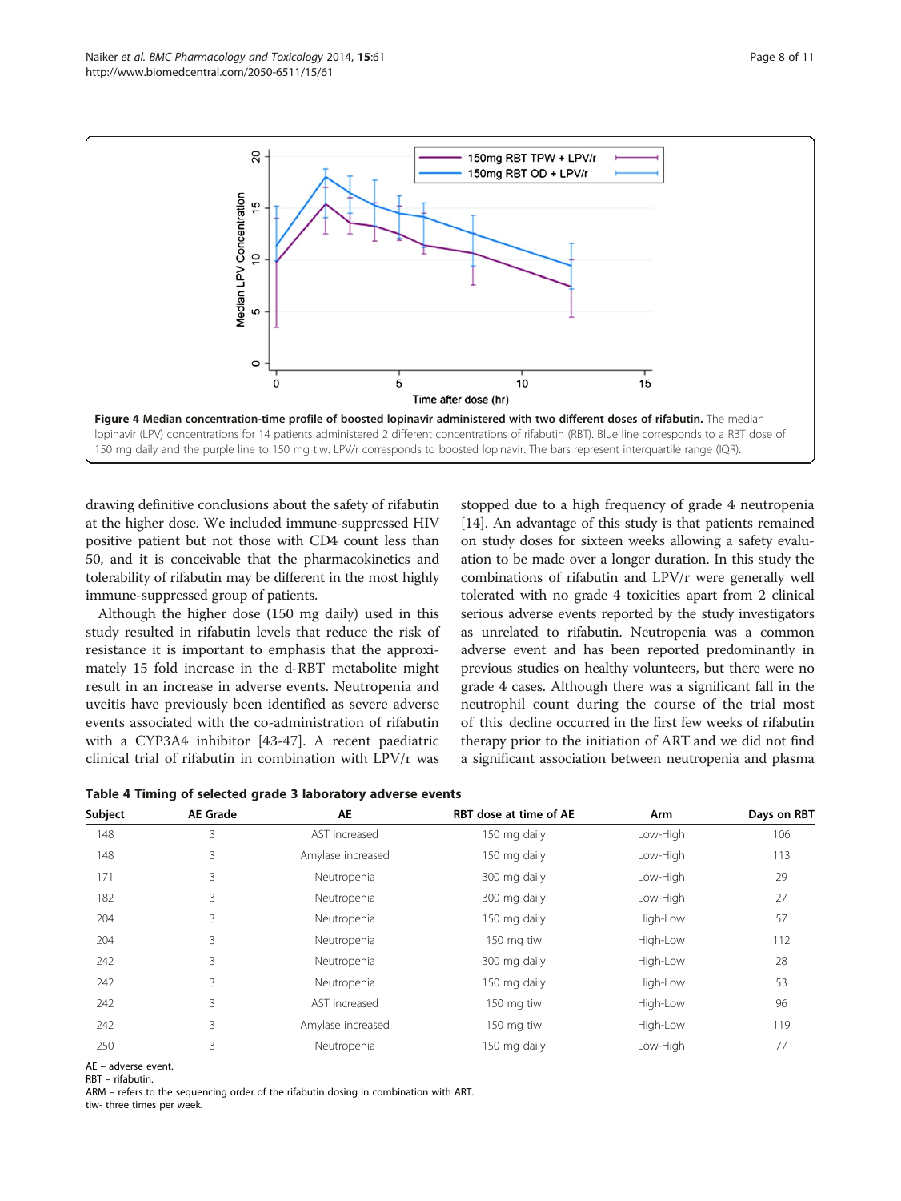**Figure 4 Median concentration-time profile of boosted lopinavir administered with two different doses of rifabutin.** The median lopinavir (LPV) concentrations for 14 patients administered 2 different concentrations of rifabutin (RBT). Blue line corresponds to a RBT dose of 150 mg daily and the purple line to 150 mg tiw. LPV/r corresponds to boosted lopinavir. The bars represent interquartile range (IQR).

drawing definitive conclusions about the safety of rifabutin at the higher dose. We included immune-suppressed HIV positive patient but not those with CD4 count less than 50, and it is conceivable that the pharmacokinetics and tolerability of rifabutin may be different in the most highly immune-suppressed group of patients.

Although the higher dose (150 mg daily) used in this study resulted in rifabutin levels that reduce the risk of resistance it is important to emphasis that the approximately 15 fold increase in the d-RBT metabolite might result in an increase in adverse events. Neutropenia and uveitis have previously been identified as severe adverse events associated with the co-administration of rifabutin with a CYP3A4 inhibitor [43-47]. A recent paediatric clinical trial of rifabutin in combination with LPV/r was stopped due to a high frequency of grade 4 neutropenia [14]. An advantage of this study is that patients remained on study doses for sixteen weeks allowing a safety evaluation to be made over a longer duration. In this study the combinations of rifabutin and LPV/r were generally well tolerated with no grade 4 toxicities apart from 2 clinical serious adverse events reported by the study investigators as unrelated to rifabutin. Neutropenia was a common adverse event and has been reported predominantly in previous studies on healthy volunteers, but there were no grade 4 cases. Although there was a significant fall in the neutrophil count during the course of the trial most of this decline occurred in the first few weeks of rifabutin therapy prior to the initiation of ART and we did not find a significant association between neutropenia and plasma

**Table 4 Timing of selected grade 3 laboratory adverse events**

| Subject | AE Grade | AE | RBT dose at time of AE | Arm | Days on RBT |
|---|---|---|---|---|---|
| 148 | 3 | AST increased | 150 mg daily | Low-High | 106 |
| 148 | 3 | Amylase increased | 150 mg daily | Low-High | 113 |
| 171 | 3 | Neutropenia | 300 mg daily | Low-High | 29 |
| 182 | 3 | Neutropenia | 300 mg daily | Low-High | 27 |
| 204 | 3 | Neutropenia | 150 mg daily | High-Low | 57 |
| 204 | 3 | Neutropenia | 150 mg tiw | High-Low | 112 |
| 242 | 3 | Neutropenia | 300 mg daily | High-Low | 28 |
| 242 | 3 | Neutropenia | 150 mg daily | High-Low | 53 |
| 242 | 3 | AST increased | 150 mg tiw | High-Low | 96 |
| 242 | 3 | Amylase increased | 150 mg tiw | High-Low | 119 |
| 250 | 3 | Neutropenia | 150 mg daily | Low-High | 77 |

AE – adverse event.
RBT – rifabutin.
ARM – refers to the sequencing order of the rifabutin dosing in combination with ART.
tiw- three times per week.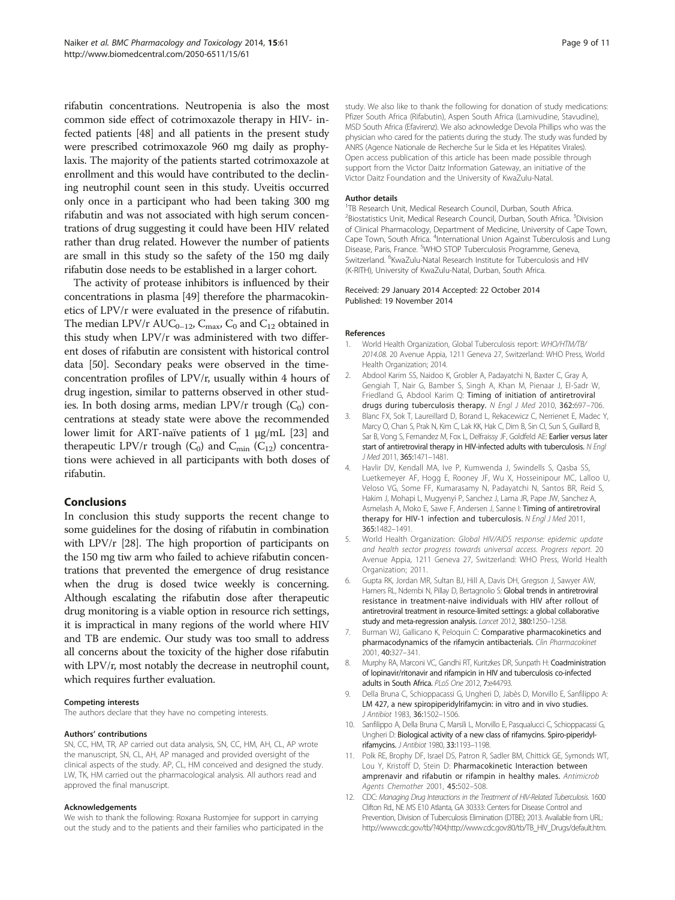rifabutin concentrations. Neutropenia is also the most common side effect of cotrimoxazole therapy in HIV- infected patients [48] and all patients in the present study were prescribed cotrimoxazole 960 mg daily as prophylaxis. The majority of the patients started cotrimoxazole at enrollment and this would have contributed to the declining neutrophil count seen in this study. Uveitis occurred only once in a participant who had been taking 300 mg rifabutin and was not associated with high serum concentrations of drug suggesting it could have been HIV related rather than drug related. However the number of patients are small in this study so the safety of the 150 mg daily rifabutin dose needs to be established in a larger cohort.

The activity of protease inhibitors is influenced by their concentrations in plasma [49] therefore the pharmacokinetics of LPV/r were evaluated in the presence of rifabutin. The median LPV/r $AUC_{0-12}$, $C_{max}$, $C_0$ and $C_{12}$ obtained in this study when LPV/r was administered with two different doses of rifabutin are consistent with historical control data [50]. Secondary peaks were observed in the time-concentration profiles of LPV/r, usually within 4 hours of drug ingestion, similar to patterns observed in other studies. In both dosing arms, median LPV/r trough ($C_0$) concentrations at steady state were above the recommended lower limit for ART-naïve patients of 1 μg/mL [23] and therapeutic LPV/r trough ($C_0$) and $C_{min}$ ($C_{12}$) concentrations were achieved in all participants with both doses of rifabutin.

## Conclusions

In conclusion this study supports the recent change to some guidelines for the dosing of rifabutin in combination with LPV/r [28]. The high proportion of participants on the 150 mg tiw arm who failed to achieve rifabutin concentrations that prevented the emergence of drug resistance when the drug is dosed twice weekly is concerning. Although escalating the rifabutin dose after therapeutic drug monitoring is a viable option in resource rich settings, it is impractical in many regions of the world where HIV and TB are endemic. Our study was too small to address all concerns about the toxicity of the higher dose rifabutin with LPV/r, most notably the decrease in neutrophil count, which requires further evaluation.

#### Competing interests
The authors declare that they have no competing interests.

#### Authors' contributions
SN, CC, HM, TR, AP carried out data analysis, SN, CC, HM, AH, CL, AP wrote the manuscript, SN, CL, AH, AP managed and provided oversight of the clinical aspects of the study. AP, CL, HM conceived and designed the study. LW, TK, HM carried out the pharmacological analysis. All authors read and approved the final manuscript.

#### Acknowledgements
We wish to thank the following: Roxana Rustomjee for support in carrying out the study and to the patients and their families who participated in the study. We also like to thank the following for donation of study medications: Pfizer South Africa (Rifabutin), Aspen South Africa (Lamivudine, Stavudine), MSD South Africa (Efavirenz). We also acknowledge Devola Phillips who was the physician who cared for the patients during the study. The study was funded by ANRS (Agence Nationale de Recherche Sur le Sida et les Hépatites Virales). Open access publication of this article has been made possible through support from the Victor Daitz Information Gateway, an initiative of the Victor Daitz Foundation and the University of KwaZulu-Natal.

#### Author details
[1]TB Research Unit, Medical Research Council, Durban, South Africa. [2]Biostatistics Unit, Medical Research Council, Durban, South Africa. [3]Division of Clinical Pharmacology, Department of Medicine, University of Cape Town, Cape Town, South Africa. [4]International Union Against Tuberculosis and Lung Disease, Paris, France. [5]WHO STOP Tuberculosis Programme, Geneva, Switzerland. [6]KwaZulu-Natal Research Institute for Tuberculosis and HIV (K-RITH), University of KwaZulu-Natal, Durban, South Africa.

Received: 29 January 2014 Accepted: 22 October 2014
Published: 19 November 2014

#### References

1. World Health Organization, Global Tuberculosis report: *WHO/HTM/TB/2014.08*. 20 Avenue Appia, 1211 Geneva 27, Switzerland: WHO Press, World Health Organization; 2014.
2. Abdool Karim SS, Naidoo K, Grobler A, Padayatchi N, Baxter C, Gray A, Gengiah T, Nair G, Bamber S, Singh A, Khan M, Pienaar J, El-Sadr W, Friedland G, Abdool Karim Q: **Timing of initiation of antiretroviral drugs during tuberculosis therapy.** *N Engl J Med* 2010, **362:**697–706.
3. Blanc FX, Sok T, Laureillard D, Borand L, Rekacewicz C, Nerrienet E, Madec Y, Marcy O, Chan S, Prak N, Kim C, Lak KK, Hak C, Dim B, Sin CI, Sun S, Guillard B, Sar B, Vong S, Fernandez M, Fox L, Delfraissy JF, Goldfeld AE: **Earlier versus later start of antiretroviral therapy in HIV-infected adults with tuberculosis.** *N Engl J Med* 2011, **365:**1471–1481.
4. Havlir DV, Kendall MA, Ive P, Kumwenda J, Swindells S, Qasba SS, Luetkemeyer AF, Hogg E, Rooney JF, Wu X, Hosseinipour MC, Lalloo U, Veloso VG, Some FF, Kumarasamy N, Padayatchi N, Santos BR, Reid S, Hakim J, Mohapi L, Mugyenyi P, Sanchez J, Lama JR, Pape JW, Sanchez A, Asmelash A, Moko E, Sawe F, Andersen J, Sanne I: **Timing of antiretroviral therapy for HIV-1 infection and tuberculosis.** *N Engl J Med* 2011, **365:**1482–1491.
5. World Health Organization: *Global HIV/AIDS response: epidemic update and health sector progress towards universal access. Progress report.* 20 Avenue Appia, 1211 Geneva 27, Switzerland: WHO Press, World Health Organization; 2011.
6. Gupta RK, Jordan MR, Sultan BJ, Hill A, Davis DH, Gregson J, Sawyer AW, Hamers RL, Ndembi N, Pillay D, Bertagnolio S: **Global trends in antiretroviral resistance in treatment-naive individuals with HIV after rollout of antiretroviral treatment in resource-limited settings: a global collaborative study and meta-regression analysis.** *Lancet* 2012, **380:**1250–1258.
7. Burman WJ, Gallicano K, Peloquin C: **Comparative pharmacokinetics and pharmacodynamics of the rifamycin antibacterials.** *Clin Pharmacokinet* 2001, **40:**327–341.
8. Murphy RA, Marconi VC, Gandhi RT, Kuritzkes DR, Sunpath H: **Coadministration of lopinavir/ritonavir and rifampicin in HIV and tuberculosis co-infected adults in South Africa.** *PLoS One* 2012, **7:**e44793.
9. Della Bruna C, Schioppacassi G, Ungheri D, Jabès D, Morvillo E, Sanfilippo A: **LM 427, a new spiropiperidylrifamycin: in vitro and in vivo studies.** *J Antibiot* 1983, **36:**1502–1506.
10. Sanfilippo A, Della Bruna C, Marsili L, Morvillo E, Pasqualucci C, Schioppacassi G, Ungheri D: **Biological activity of a new class of rifamycins. Spiro-piperidyl-rifamycins.** *J Antibiot* 1980, **33:**1193–1198.
11. Polk RE, Brophy DF, Israel DS, Patron R, Sadler BM, Chittick GE, Symonds WT, Lou Y, Kristoff D, Stein D: **Pharmacokinetic Interaction between amprenavir and rifabutin or rifampin in healthy males.** *Antimicrob Agents Chemother* 2001, **45:**502–508.
12. CDC: *Managing Drug Interactions in the Treatment of HIV-Related Tuberculosis.* 1600 Clifton Rd., NE MS E10 Atlanta, GA 30333: Centers for Disease Control and Prevention, Division of Tuberculosis Elimination (DTBE); 2013. Available from URL: http://www.cdc.gov/tb/?404;http://www.cdc.gov:80/tb/TB_HIV_Drugs/default.htm.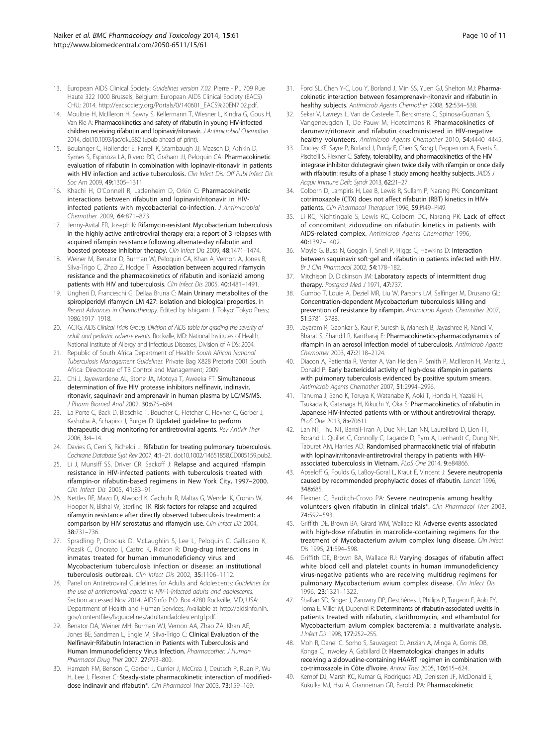13. European AIDS Clinical Society: *Guidelines version 7.02*. Pierre - PL 709 Rue Haute 322 1000 Brussels, Belgium: European AIDS Clinical Society (EACS) CHU; 2014. http://eacsociety.org/Portals/0/140601_EACS%20EN7.02.pdf.
14. Moultrie H, McIlleron H, Sawry S, Kellermann T, Wiesner L, Kindra G, Gous H, Van Rie A: **Pharmacokinetics and safety of rifabutin in young HIV-infected children receiving rifabutin and lopinavir/ritonavir.** *J Antimicrobial Chemother* 2014, doi:10.1093/jac/dku382 (Epub ahead of print).
15. Boulanger C, Hollender E, Farrell K, Stambaugh JJ, Maasen D, Ashkin D, Symes S, Espinoza LA, Rivero RO, Graham JJ, Peloquin CA: **Pharmacokinetic evaluation of rifabutin in combination with lopinavir-ritonavir in patients with HIV infection and active tuberculosis.** *Clin Infect Dis: Off Publ Infect Dis Soc Am* 2009, **49:**1305–1311.
16. Khachi H, O'Connell R, Ladenheim D, Orkin C: **Pharmacokinetic interactions between rifabutin and lopinavir/ritonavir in HIV-infected patients with mycobacterial co-infection.** *J Antimicrobial Chemother* 2009, **64:**871–873.
17. Jenny-Avital ER, Joseph K: **Rifamycin-resistant Mycobacterium tuberculosis in the highly active antiretroviral therapy era: a report of 3 relapses with acquired rifampin resistance following alternate-day rifabutin and boosted protease inhibitor therapy.** *Clin Infect Dis* 2009, **48:**1471–1474.
18. Weiner M, Benator D, Burman W, Peloquin CA, Khan A, Vernon A, Jones B, Silva-Trigo C, Zhao Z, Hodge T: **Association between acquired rifamycin resistance and the pharmacokinetics of rifabutin and isoniazid among patients with HIV and tuberculosis.** *Clin Infect Dis* 2005, **40:**1481–1491.
19. Ungheri D, Franceschi G, Dellaa Bruna C: **Main Urinary metabolites of the spiropiperidyl rifamycin LM 427: isolation and biological properties.** In *Recent Advances in Chemotherapy*. Edited by Ishigami J. Tokyo: Tokyo Press; 1986:1917–1918.
20. ACTG: *AIDS Clinical Trials Group, Division of AIDS table for grading the severity of adult and pediatric adverse events.* Rockville, MD: National Institutes of Health, National Institute of Allergy and Infectious Diseases, Division of AIDS; 2004.
21. Republic of South Africa Department of Health: *South African National Tuberculosis Management Guidelines.* Private Bag X828 Pretoria 0001 South Africa: Directorate of TB Control and Management; 2009.
22. Chi J, Jayewardene AL, Stone JA, Motoya T, Aweeka FT: **Simultaneous determination of five HIV protease inhibitors nelfinavir, indinavir, ritonavir, saquinavir and amprenavir in human plasma by LC/MS/MS.** *J Pharm Biomed Anal* 2002, **30:**675–684.
23. La Porte C, Back D, Blaschke T, Boucher C, Fletcher C, Flexner C, Gerber J, Kashuba A, Schapiro J, Burger D: **Updated guideline to perform therapeutic drug monitoring for antiretroviral agents.** *Rev Antivir Ther* 2006, **3:**4–14.
24. Davies G, Cerri S, Richeldi L: **Rifabutin for treating pulmonary tuberculosis.** *Cochrane Database Syst Rev* 2007, **4:**1–21. doi:10.1002/14651858.CD005159.pub2.
25. Li J, Munsiff SS, Driver CR, Sackoff J: **Relapse and acquired rifampin resistance in HIV-infected patients with tuberculosis treated with rifampin-or rifabutin-based regimens in New York City, 1997–2000.** *Clin Infect Dis* 2005, **41:**83–91.
26. Nettles RE, Mazo D, Alwood K, Gachuhi R, Maltas G, Wendel K, Cronin W, Hooper N, Bishai W, Sterling TR: **Risk factors for relapse and acquired rifamycin resistance after directly observed tuberculosis treatment: a comparison by HIV serostatus and rifamycin use.** *Clin Infect Dis* 2004, **38:**731–736.
27. Spradling P, Drociuk D, McLaughlin S, Lee L, Peloquin C, Gallicano K, Pozsik C, Onorato I, Castro K, Ridzon R: **Drug-drug interactions in inmates treated for human immunodeficiency virus and Mycobacterium tuberculosis infection or disease: an institutional tuberculosis outbreak.** *Clin Infect Dis* 2002, **35:**1106–1112.
28. Panel on Antiretroviral Guidelines for Adults and Adolescents: *Guidelines for the use of antiretroviral agents in HIV-1-infected adults and adolescents.* Section accessed Nov 2014, AIDSinfo P.O. Box 4780 Rockville, MD, USA: Department of Health and Human Services; Available at http://aidsinfo.nih.gov/contentfiles/lvguidelines/adultandadolescentgl.pdf.
29. Benator DA, Weiner MH, Burman WJ, Vernon AA, Zhao ZA, Khan AE, Jones BE, Sandman L, Engle M, Silva-Trigo C: **Clinical Evaluation of the Nelfinavir-Rifabutin Interaction in Patients with Tuberculosis and Human Immunodeficiency Virus Infection.** *Pharmacother: J Human Pharmacol Drug Ther* 2007, **27:**793–800.
30. Hamzeh FM, Benson C, Gerber J, Currier J, McCrea J, Deutsch P, Ruan P, Wu H, Lee J, Flexner C: **Steady-state pharmacokinetic interaction of modified-dose indinavir and rifabutin\*.** *Clin Pharmacol Ther* 2003, **73:**159–169.
31. Ford SL, Chen Y-C, Lou Y, Borland J, Min SS, Yuen GJ, Shelton MJ: **Pharmacokinetic interaction between fosamprenavir-ritonavir and rifabutin in healthy subjects.** *Antimicrob Agents Chemother* 2008, **52:**534–538.
32. Sekar V, Lavreys L, Van de Casteele T, Berckmans C, Spinosa-Guzman S, Vangeneugden T, De Pauw M, Hoetelmans R: **Pharmacokinetics of darunavir/ritonavir and rifabutin coadministered in HIV-negative healthy volunteers.** *Antimicrob Agents Chemother* 2010, **54:**4440–4445.
33. Dooley KE, Sayre P, Borland J, Purdy E, Chen S, Song I, Peppercorn A, Everts S, Piscitelli S, Flexner C: **Safety, tolerability, and pharmacokinetics of the HIV integrase inhibitor dolutegravir given twice daily with rifampin or once daily with rifabutin: results of a phase 1 study among healthy subjects.** *JAIDS J Acquir Immune Defic Syndr* 2013, **62:**21–27.
34. Colborn D, Lampiris H, Lee B, Lewis R, Sullam P, Narang PK: **Concomitant cotrimoxazole (CTX) does not affect rifabutin (RBT) kinetics in HIV+ patients.** *Clin Pharmacol Therapuet* 1996, **59:**PI49–PI49.
35. Li RC, Nightingale S, Lewis RC, Colborn DC, Narang PK: **Lack of effect of concomitant zidovudine on rifabutin kinetics in patients with AIDS-related complex.** *Antimicrob Agents Chemother* 1996, **40:**1397–1402.
36. Moyle G, Buss N, Goggin T, Snell P, Higgs C, Hawkins D: **Interaction between saquinavir soft-gel and rifabutin in patients infected with HIV.** *Br J Clin Pharmacol* 2002, **54:**178–182.
37. Mitchison D, Dickinson JM: **Laboratory aspects of intermittent drug therapy.** *Postgrad Med J* 1971, **47:**737.
38. Gumbo T, Louie A, Deziel MR, Liu W, Parsons LM, Salfinger M, Drusano GL: **Concentration-dependent Mycobacterium tuberculosis killing and prevention of resistance by rifampin.** *Antimicrob Agents Chemother* 2007, **51:**3781–3788.
39. Jayaram R, Gaonkar S, Kaur P, Suresh B, Mahesh B, Jayashree R, Nandi V, Bharat S, Shandil R, Kantharaj E: **Pharmacokinetics-pharmacodynamics of rifampin in an aerosol infection model of tuberculosis.** *Antimicrob Agents Chemother* 2003, **47:**2118–2124.
40. Diacon A, Patientia R, Venter A, Van Helden P, Smith P, McIlleron H, Maritz J, Donald P: **Early bactericidal activity of high-dose rifampin in patients with pulmonary tuberculosis evidenced by positive sputum smears.** *Antimicrob Agents Chemother* 2007, **51:**2994–2996.
41. Tanuma J, Sano K, Teruya K, Watanabe K, Aoki T, Honda H, Yazaki H, Tsukada K, Gatanaga H, Kikuchi Y, Oka S: **Pharmacokinetics of rifabutin in Japanese HIV-infected patients with or without antiretroviral therapy.** *PLoS One* 2013, **8:**e70611.
42. Lan NT, Thu NT, Barrail-Tran A, Duc NH, Lan NN, Laureillard D, Lien TT, Borand L, Quillet C, Connolly C, Lagarde D, Pym A, Lienhardt C, Dung NH, Taburet AM, Harries AD: **Randomised pharmacokinetic trial of rifabutin with lopinavir/ritonavir-antiretroviral therapy in patients with HIV-associated tuberculosis in Vietnam.** *PLoS One* 2014, **9:**e84866.
43. Apseloff G, Foulds G, LaBoy-Goral L, Kraut E, Vincent J: **Severe neutropenia caused by recommended prophylactic doses of rifabutin.** *Lancet* 1996, **348:**685.
44. Flexner C, Barditch-Crovo PA: **Severe neutropenia among healthy volunteers given rifabutin in clinical trials\*.** *Clin Pharmacol Ther* 2003, **74:**592–593.
45. Griffith DE, Brown BA, Girard WM, Wallace RJ: **Adverse events associated with high-dose rifabutin in macrolide-containing regimens for the treatment of Mycobacterium avium complex lung disease.** *Clin Infect Dis* 1995, **21:**594–598.
46. Griffith DE, Brown BA, Wallace RJ: **Varying dosages of rifabutin affect white blood cell and platelet counts in human immunodeficiency virus-negative patients who are receiving multidrug regimens for pulmonary Mycobacterium avium complex disease.** *Clin Infect Dis* 1996, **23:**1321–1322.
47. Shafran SD, Singer J, Zarowny DP, Deschênes J, Phillips P, Turgeon F, Aoki FY, Toma E, Miller M, Duperval R: **Determinants of rifabutin-associated uveitis in patients treated with rifabutin, clarithromycin, and ethambutol for Mycobacterium avium complex bacteremia: a multivariate analysis.** *J Infect Dis* 1998, **177:**252–255.
48. Moh R, Danel C, Sorho S, Sauvageot D, Anzian A, Minga A, Gomis OB, Konga C, Inwoley A, Gabillard D: **Haematological changes in adults receiving a zidovudine-containing HAART regimen in combination with co-trimoxazole in Côte d'Ivoire.** *Antivir Ther* 2005, **10:**615–624.
49. Kempf DJ, Marsh KC, Kumar G, Rodrigues AD, Denissen JF, McDonald E, Kukulka MJ, Hsu A, Granneman GR, Baroldi PA: **Pharmacokinetic**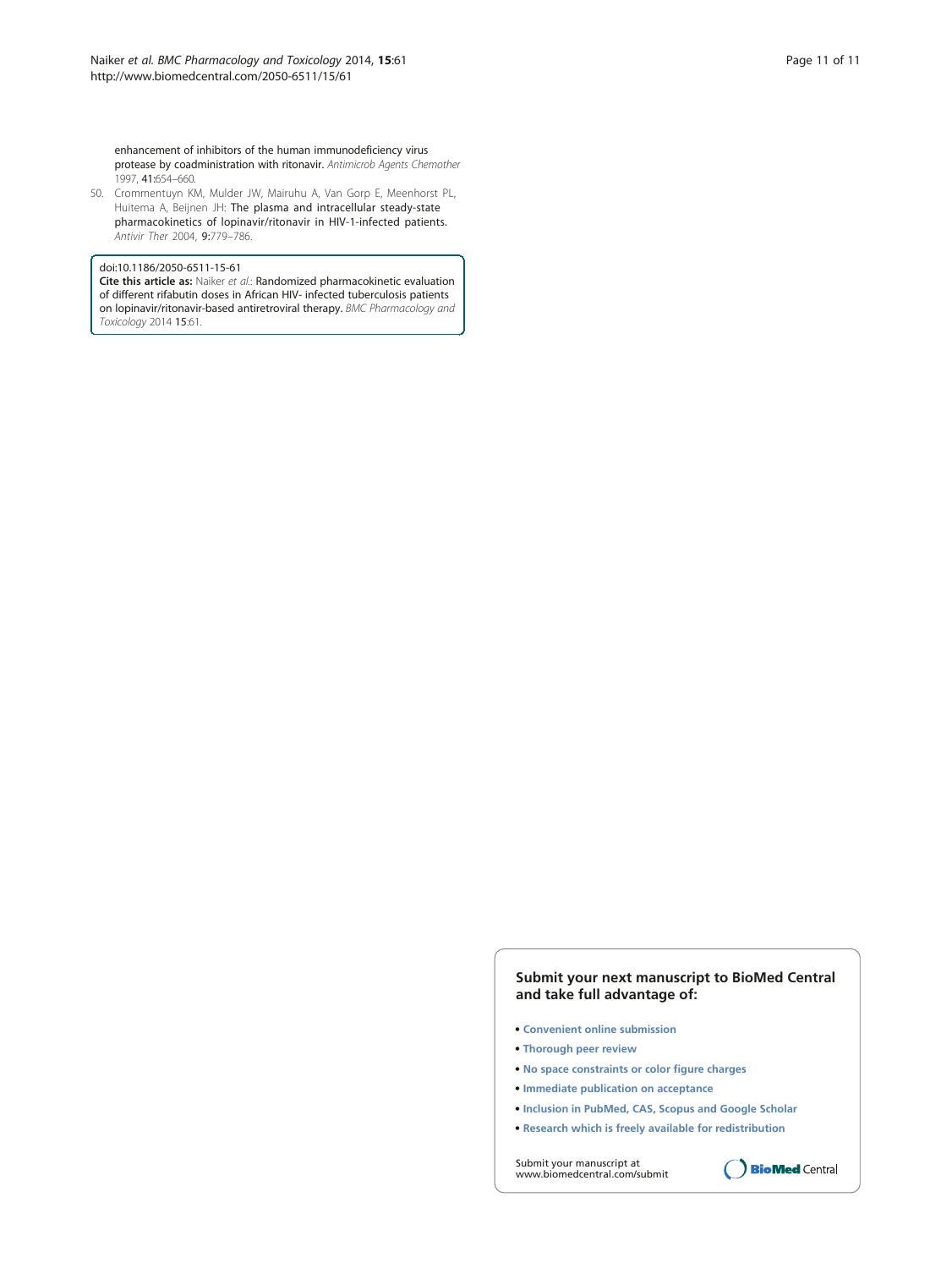enhancement of inhibitors of the human immunodeficiency virus protease by coadministration with ritonavir. *Antimicrob Agents Chemother* 1997, **41:**654–660.

50. Crommentuyn KM, Mulder JW, Mairuhu A, Van Gorp E, Meenhorst PL, Huitema A, Beijnen JH: The plasma and intracellular steady-state pharmacokinetics of lopinavir/ritonavir in HIV-1-infected patients. *Antivir Ther* 2004, **9:**779–786.

doi:10.1186/2050-6511-15-61

**Cite this article as:** Naiker *et al.*: Randomized pharmacokinetic evaluation of different rifabutin doses in African HIV- infected tuberculosis patients on lopinavir/ritonavir-based antiretroviral therapy. *BMC Pharmacology and Toxicology* 2014 **15**:61.

**Submit your next manuscript to BioMed Central and take full advantage of:**

- **Convenient online submission**
- **Thorough peer review**
- **No space constraints or color figure charges**
- **Immediate publication on acceptance**
- **Inclusion in PubMed, CAS, Scopus and Google Scholar**
- **Research which is freely available for redistribution**

Submit your manuscript at
www.biomedcentral.com/submit

BioMed Central